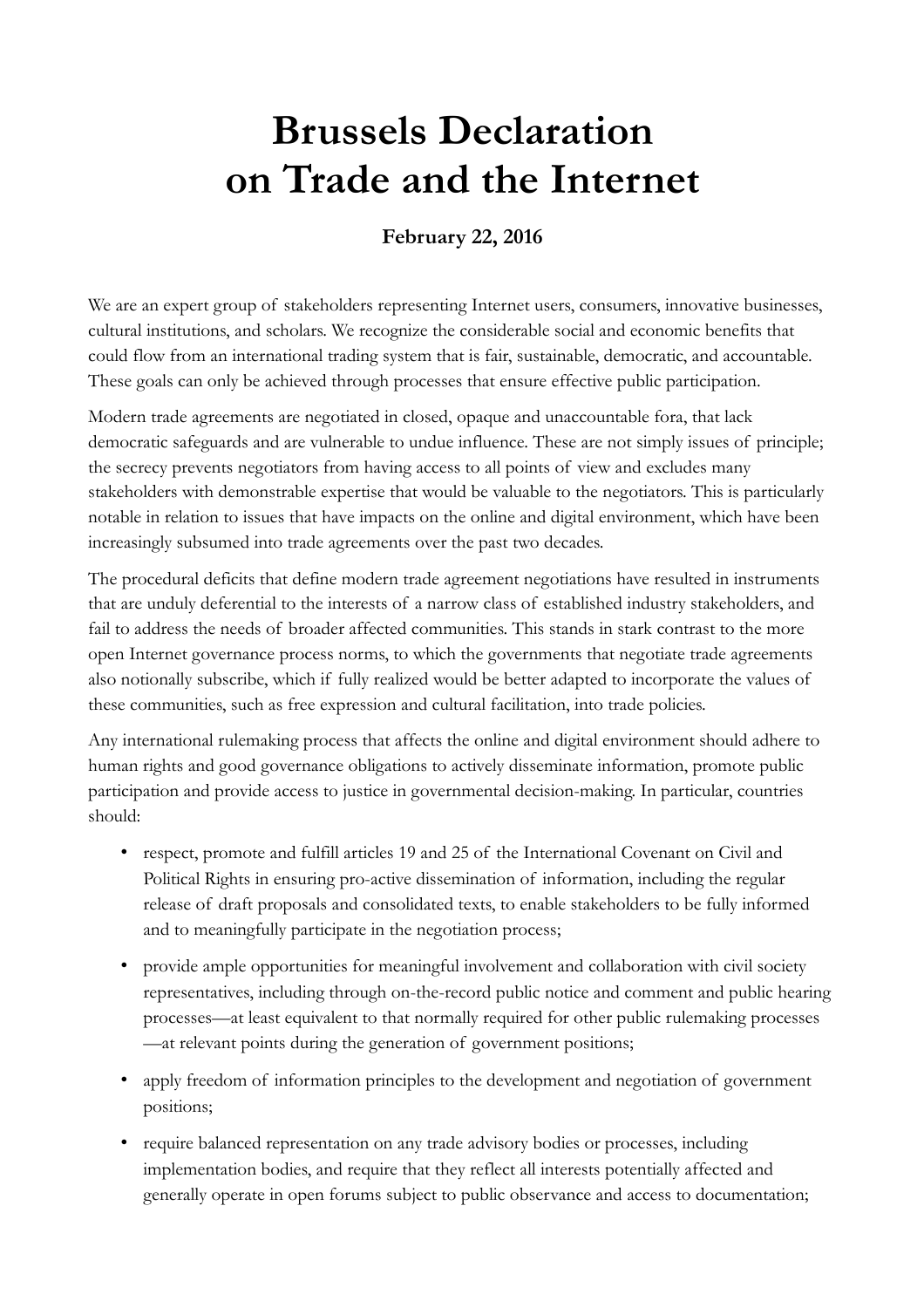# Brussels Declaration on Trade and the Internet

**February 22, 2016**

We are an expert group of stakeholders representing Internet users, consumers, innovative businesses, cultural institutions, and scholars. We recognize the considerable social and economic benefits that could flow from an international trading system that is fair, sustainable, democratic, and accountable. These goals can only be achieved through processes that ensure effective public participation.

Modern trade agreements are negotiated in closed, opaque and unaccountable fora, that lack democratic safeguards and are vulnerable to undue influence. These are not simply issues of principle; the secrecy prevents negotiators from having access to all points of view and excludes many stakeholders with demonstrable expertise that would be valuable to the negotiators. This is particularly notable in relation to issues that have impacts on the online and digital environment, which have been increasingly subsumed into trade agreements over the past two decades.

The procedural deficits that define modern trade agreement negotiations have resulted in instruments that are unduly deferential to the interests of a narrow class of established industry stakeholders, and fail to address the needs of broader affected communities. This stands in stark contrast to the more open Internet governance process norms, to which the governments that negotiate trade agreements also notionally subscribe, which if fully realized would be better adapted to incorporate the values of these communities, such as free expression and cultural facilitation, into trade policies.

Any international rulemaking process that affects the online and digital environment should adhere to human rights and good governance obligations to actively disseminate information, promote public participation and provide access to justice in governmental decision-making. In particular, countries should:

- respect, promote and fulfill articles 19 and 25 of the International Covenant on Civil and Political Rights in ensuring pro-active dissemination of information, including the regular release of draft proposals and consolidated texts, to enable stakeholders to be fully informed and to meaningfully participate in the negotiation process;
- provide ample opportunities for meaningful involvement and collaboration with civil society representatives, including through on-the-record public notice and comment and public hearing processes—at least equivalent to that normally required for other public rulemaking processes—at relevant points during the generation of government positions;
- apply freedom of information principles to the development and negotiation of government positions;
- require balanced representation on any trade advisory bodies or processes, including implementation bodies, and require that they reflect all interests potentially affected and generally operate in open forums subject to public observance and access to documentation;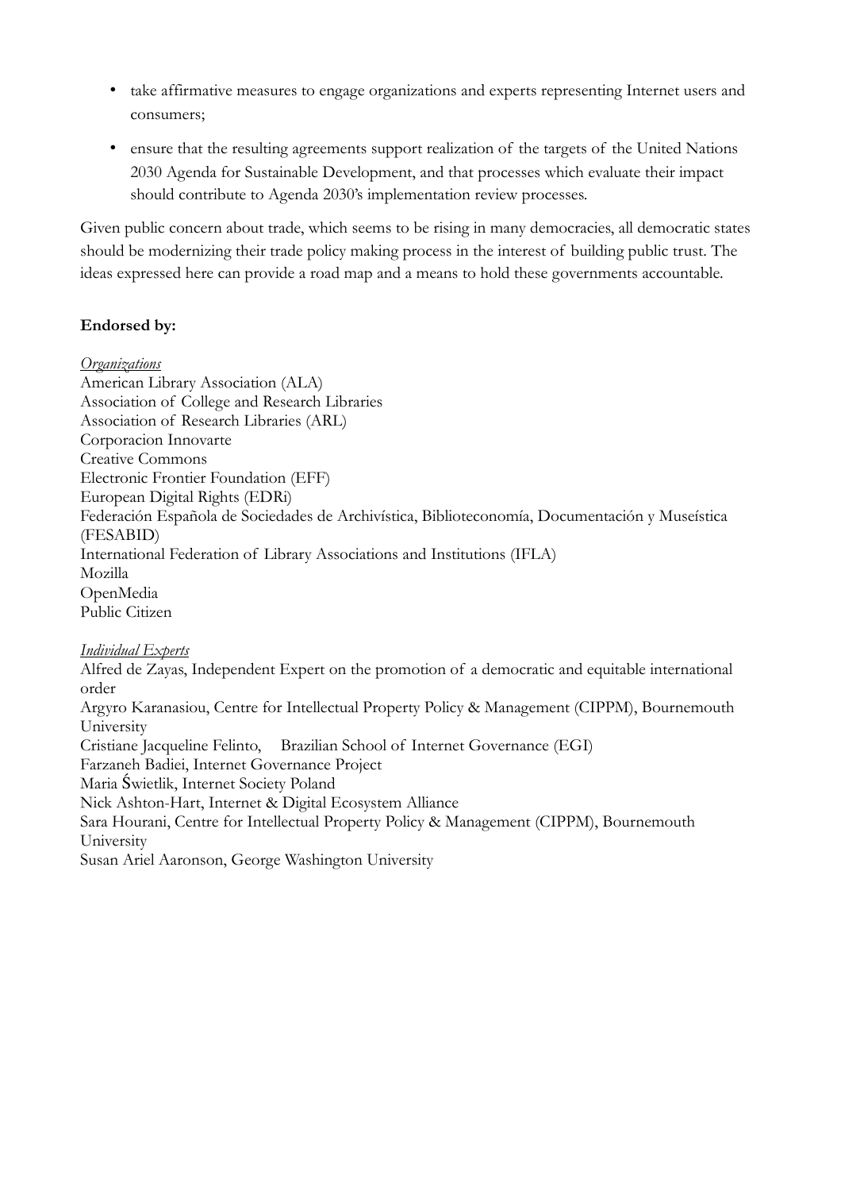- take affirmative measures to engage organizations and experts representing Internet users and consumers;
- ensure that the resulting agreements support realization of the targets of the United Nations 2030 Agenda for Sustainable Development, and that processes which evaluate their impact should contribute to Agenda 2030's implementation review processes.

Given public concern about trade, which seems to be rising in many democracies, all democratic states should be modernizing their trade policy making process in the interest of building public trust. The ideas expressed here can provide a road map and a means to hold these governments accountable.

**Endorsed by:**

*Organizations*

American Library Association (ALA)
Association of College and Research Libraries
Association of Research Libraries (ARL)
Corporacion Innovarte
Creative Commons
Electronic Frontier Foundation (EFF)
European Digital Rights (EDRi)
Federación Española de Sociedades de Archivística, Biblioteconomía, Documentación y Museística (FESABID)
International Federation of Library Associations and Institutions (IFLA)
Mozilla
OpenMedia
Public Citizen

*Individual Experts*

Alfred de Zayas, Independent Expert on the promotion of a democratic and equitable international order
Argyro Karanasiou, Centre for Intellectual Property Policy & Management (CIPPM), Bournemouth University
Cristiane Jacqueline Felinto, Brazilian School of Internet Governance (EGI)
Farzaneh Badiei, Internet Governance Project
Maria Świetlik, Internet Society Poland
Nick Ashton-Hart, Internet & Digital Ecosystem Alliance
Sara Hourani, Centre for Intellectual Property Policy & Management (CIPPM), Bournemouth University
Susan Ariel Aaronson, George Washington University